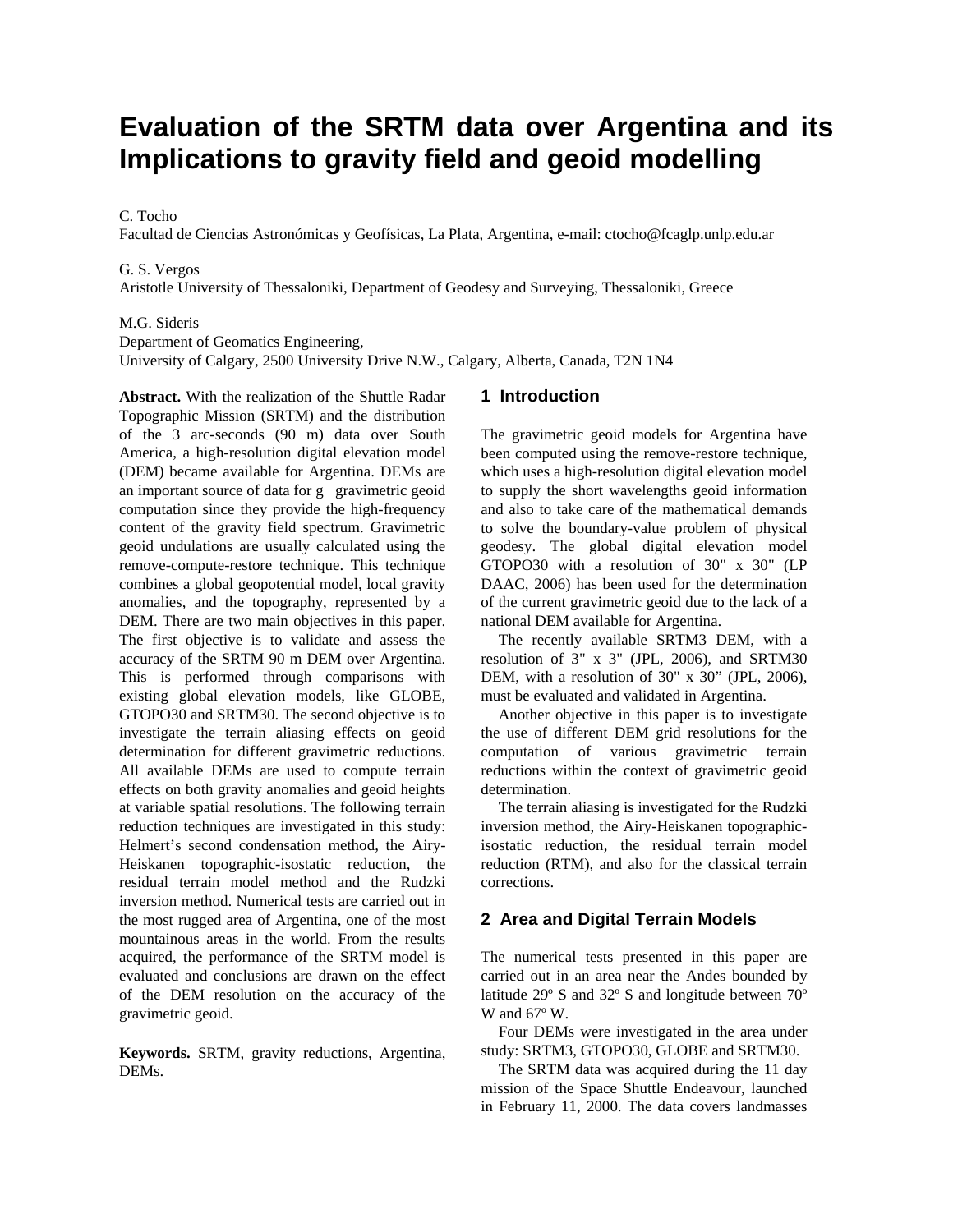# Evaluation of the SRTM data over Argentina and its Implications to gravity field and geoid modelling

C. Tocho
Facultad de Ciencias Astronómicas y Geofísicas, La Plata, Argentina, e-mail: ctocho@fcaglp.unlp.edu.ar

G. S. Vergos
Aristotle University of Thessaloniki, Department of Geodesy and Surveying, Thessaloniki, Greece

M.G. Sideris
Department of Geomatics Engineering,
University of Calgary, 2500 University Drive N.W., Calgary, Alberta, Canada, T2N 1N4

**Abstract.** With the realization of the Shuttle Radar Topographic Mission (SRTM) and the distribution of the 3 arc-seconds (90 m) data over South America, a high-resolution digital elevation model (DEM) became available for Argentina. DEMs are an important source of data for g gravimetric geoid computation since they provide the high-frequency content of the gravity field spectrum. Gravimetric geoid undulations are usually calculated using the remove-compute-restore technique. This technique combines a global geopotential model, local gravity anomalies, and the topography, represented by a DEM. There are two main objectives in this paper. The first objective is to validate and assess the accuracy of the SRTM 90 m DEM over Argentina. This is performed through comparisons with existing global elevation models, like GLOBE, GTOPO30 and SRTM30. The second objective is to investigate the terrain aliasing effects on geoid determination for different gravimetric reductions. All available DEMs are used to compute terrain effects on both gravity anomalies and geoid heights at variable spatial resolutions. The following terrain reduction techniques are investigated in this study: Helmert's second condensation method, the Airy-Heiskanen topographic-isostatic reduction, the residual terrain model method and the Rudzki inversion method. Numerical tests are carried out in the most rugged area of Argentina, one of the most mountainous areas in the world. From the results acquired, the performance of the SRTM model is evaluated and conclusions are drawn on the effect of the DEM resolution on the accuracy of the gravimetric geoid.

**Keywords.** SRTM, gravity reductions, Argentina, DEMs.

## 1 Introduction

The gravimetric geoid models for Argentina have been computed using the remove-restore technique, which uses a high-resolution digital elevation model to supply the short wavelengths geoid information and also to take care of the mathematical demands to solve the boundary-value problem of physical geodesy. The global digital elevation model GTOPO30 with a resolution of 30" x 30" (LP DAAC, 2006) has been used for the determination of the current gravimetric geoid due to the lack of a national DEM available for Argentina.

The recently available SRTM3 DEM, with a resolution of 3" x 3" (JPL, 2006), and SRTM30 DEM, with a resolution of 30" x 30" (JPL, 2006), must be evaluated and validated in Argentina.

Another objective in this paper is to investigate the use of different DEM grid resolutions for the computation of various gravimetric terrain reductions within the context of gravimetric geoid determination.

The terrain aliasing is investigated for the Rudzki inversion method, the Airy-Heiskanen topographic-isostatic reduction, the residual terrain model reduction (RTM), and also for the classical terrain corrections.

## 2 Area and Digital Terrain Models

The numerical tests presented in this paper are carried out in an area near the Andes bounded by latitude 29º S and 32º S and longitude between 70º W and 67º W.

Four DEMs were investigated in the area under study: SRTM3, GTOPO30, GLOBE and SRTM30.

The SRTM data was acquired during the 11 day mission of the Space Shuttle Endeavour, launched in February 11, 2000. The data covers landmasses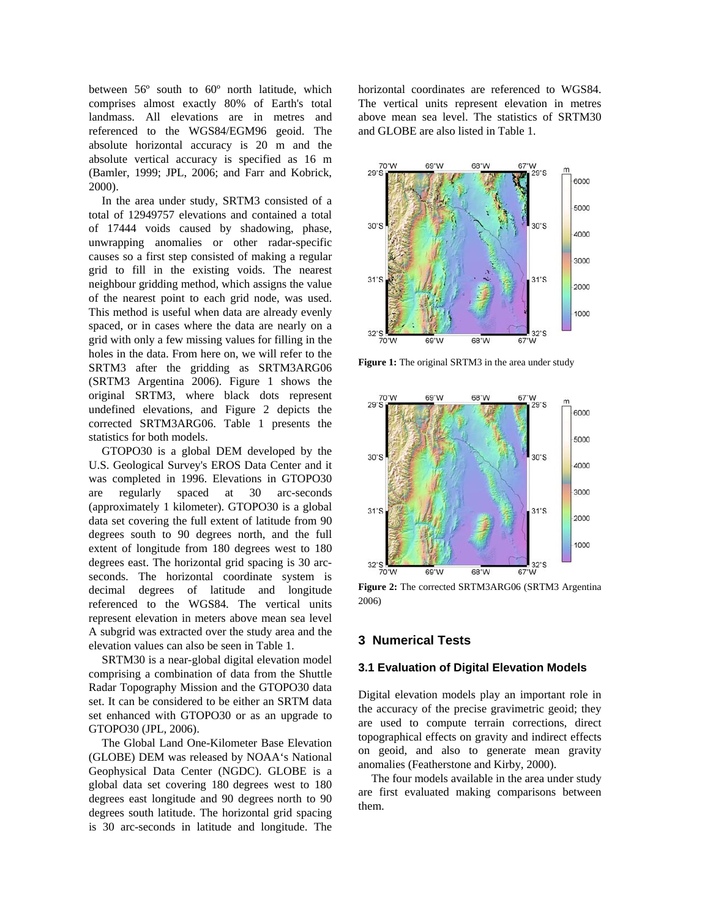between 56º south to 60º north latitude, which comprises almost exactly 80% of Earth's total landmass. All elevations are in metres and referenced to the WGS84/EGM96 geoid. The absolute horizontal accuracy is 20 m and the absolute vertical accuracy is specified as 16 m (Bamler, 1999; JPL, 2006; and Farr and Kobrick, 2000).

In the area under study, SRTM3 consisted of a total of 12949757 elevations and contained a total of 17444 voids caused by shadowing, phase, unwrapping anomalies or other radar-specific causes so a first step consisted of making a regular grid to fill in the existing voids. The nearest neighbour gridding method, which assigns the value of the nearest point to each grid node, was used. This method is useful when data are already evenly spaced, or in cases where the data are nearly on a grid with only a few missing values for filling in the holes in the data. From here on, we will refer to the SRTM3 after the gridding as SRTM3ARG06 (SRTM3 Argentina 2006). Figure 1 shows the original SRTM3, where black dots represent undefined elevations, and Figure 2 depicts the corrected SRTM3ARG06. Table 1 presents the statistics for both models.

GTOPO30 is a global DEM developed by the U.S. Geological Survey's EROS Data Center and it was completed in 1996. Elevations in GTOPO30 are regularly spaced at 30 arc-seconds (approximately 1 kilometer). GTOPO30 is a global data set covering the full extent of latitude from 90 degrees south to 90 degrees north, and the full extent of longitude from 180 degrees west to 180 degrees east. The horizontal grid spacing is 30 arc-seconds. The horizontal coordinate system is decimal degrees of latitude and longitude referenced to the WGS84. The vertical units represent elevation in meters above mean sea level A subgrid was extracted over the study area and the elevation values can also be seen in Table 1.

SRTM30 is a near-global digital elevation model comprising a combination of data from the Shuttle Radar Topography Mission and the GTOPO30 data set. It can be considered to be either an SRTM data set enhanced with GTOPO30 or as an upgrade to GTOPO30 (JPL, 2006).

The Global Land One-Kilometer Base Elevation (GLOBE) DEM was released by NOAA's National Geophysical Data Center (NGDC). GLOBE is a global data set covering 180 degrees west to 180 degrees east longitude and 90 degrees north to 90 degrees south latitude. The horizontal grid spacing is 30 arc-seconds in latitude and longitude. The horizontal coordinates are referenced to WGS84. The vertical units represent elevation in metres above mean sea level. The statistics of SRTM30 and GLOBE are also listed in Table 1.

**Figure 1:** The original SRTM3 in the area under study

**Figure 2:** The corrected SRTM3ARG06 (SRTM3 Argentina 2006)

## 3 Numerical Tests

### 3.1 Evaluation of Digital Elevation Models

Digital elevation models play an important role in the accuracy of the precise gravimetric geoid; they are used to compute terrain corrections, direct topographical effects on gravity and indirect effects on geoid, and also to generate mean gravity anomalies (Featherstone and Kirby, 2000).

The four models available in the area under study are first evaluated making comparisons between them.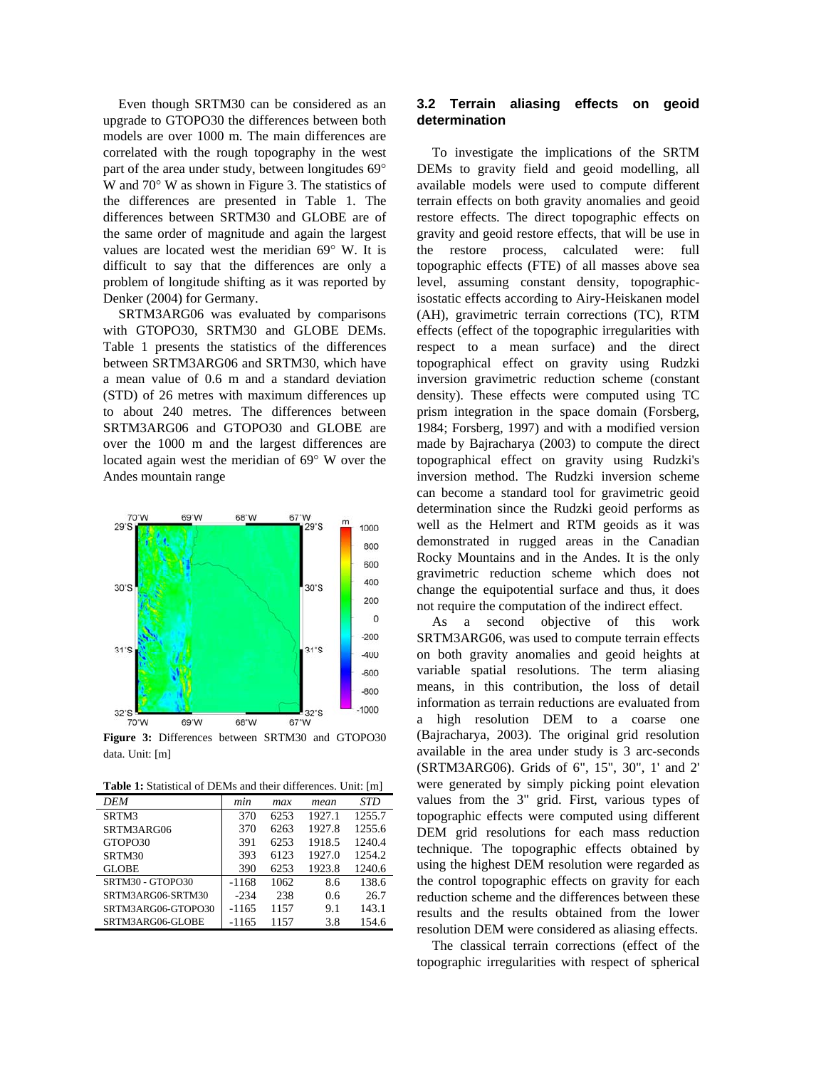Even though SRTM30 can be considered as an upgrade to GTOPO30 the differences between both models are over 1000 m. The main differences are correlated with the rough topography in the west part of the area under study, between longitudes 69° W and 70° W as shown in Figure 3. The statistics of the differences are presented in Table 1. The differences between SRTM30 and GLOBE are of the same order of magnitude and again the largest values are located west the meridian 69° W. It is difficult to say that the differences are only a problem of longitude shifting as it was reported by Denker (2004) for Germany.

SRTM3ARG06 was evaluated by comparisons with GTOPO30, SRTM30 and GLOBE DEMs. Table 1 presents the statistics of the differences between SRTM3ARG06 and SRTM30, which have a mean value of 0.6 m and a standard deviation (STD) of 26 metres with maximum differences up to about 240 metres. The differences between SRTM3ARG06 and GTOPO30 and GLOBE are over the 1000 m and the largest differences are located again west the meridian of 69° W over the Andes mountain range

**Figure 3:** Differences between SRTM30 and GTOPO30 data. Unit: [m]

**Table 1:** Statistical of DEMs and their differences. Unit: [m]

| *DEM* | *min* | *max* | *mean* | *STD* |
|---|---|---|---|---|
| SRTM3 | 370 | 6253 | 1927.1 | 1255.7 |
| SRTM3ARG06 | 370 | 6263 | 1927.8 | 1255.6 |
| GTOPO30 | 391 | 6253 | 1918.5 | 1240.4 |
| SRTM30 | 393 | 6123 | 1927.0 | 1254.2 |
| GLOBE | 390 | 6253 | 1923.8 | 1240.6 |
| SRTM30 - GTOPO30 | -1168 | 1062 | 8.6 | 138.6 |
| SRTM3ARG06-SRTM30 | -234 | 238 | 0.6 | 26.7 |
| SRTM3ARG06-GTOPO30 | -1165 | 1157 | 9.1 | 143.1 |
| SRTM3ARG06-GLOBE | -1165 | 1157 | 3.8 | 154.6 |

### 3.2 Terrain aliasing effects on geoid determination

To investigate the implications of the SRTM DEMs to gravity field and geoid modelling, all available models were used to compute different terrain effects on both gravity anomalies and geoid restore effects. The direct topographic effects on gravity and geoid restore effects, that will be use in the restore process, calculated were: full topographic effects (FTE) of all masses above sea level, assuming constant density, topographic-isostatic effects according to Airy-Heiskanen model (AH), gravimetric terrain corrections (TC), RTM effects (effect of the topographic irregularities with respect to a mean surface) and the direct topographical effect on gravity using Rudzki inversion gravimetric reduction scheme (constant density). These effects were computed using TC prism integration in the space domain (Forsberg, 1984; Forsberg, 1997) and with a modified version made by Bajracharya (2003) to compute the direct topographical effect on gravity using Rudzki's inversion method. The Rudzki inversion scheme can become a standard tool for gravimetric geoid determination since the Rudzki geoid performs as well as the Helmert and RTM geoids as it was demonstrated in rugged areas in the Canadian Rocky Mountains and in the Andes. It is the only gravimetric reduction scheme which does not change the equipotential surface and thus, it does not require the computation of the indirect effect.

As a second objective of this work SRTM3ARG06, was used to compute terrain effects on both gravity anomalies and geoid heights at variable spatial resolutions. The term aliasing means, in this contribution, the loss of detail information as terrain reductions are evaluated from a high resolution DEM to a coarse one (Bajracharya, 2003). The original grid resolution available in the area under study is 3 arc-seconds (SRTM3ARG06). Grids of 6", 15", 30", 1' and 2' were generated by simply picking point elevation values from the 3" grid. First, various types of topographic effects were computed using different DEM grid resolutions for each mass reduction technique. The topographic effects obtained by using the highest DEM resolution were regarded as the control topographic effects on gravity for each reduction scheme and the differences between these results and the results obtained from the lower resolution DEM were considered as aliasing effects.

The classical terrain corrections (effect of the topographic irregularities with respect of spherical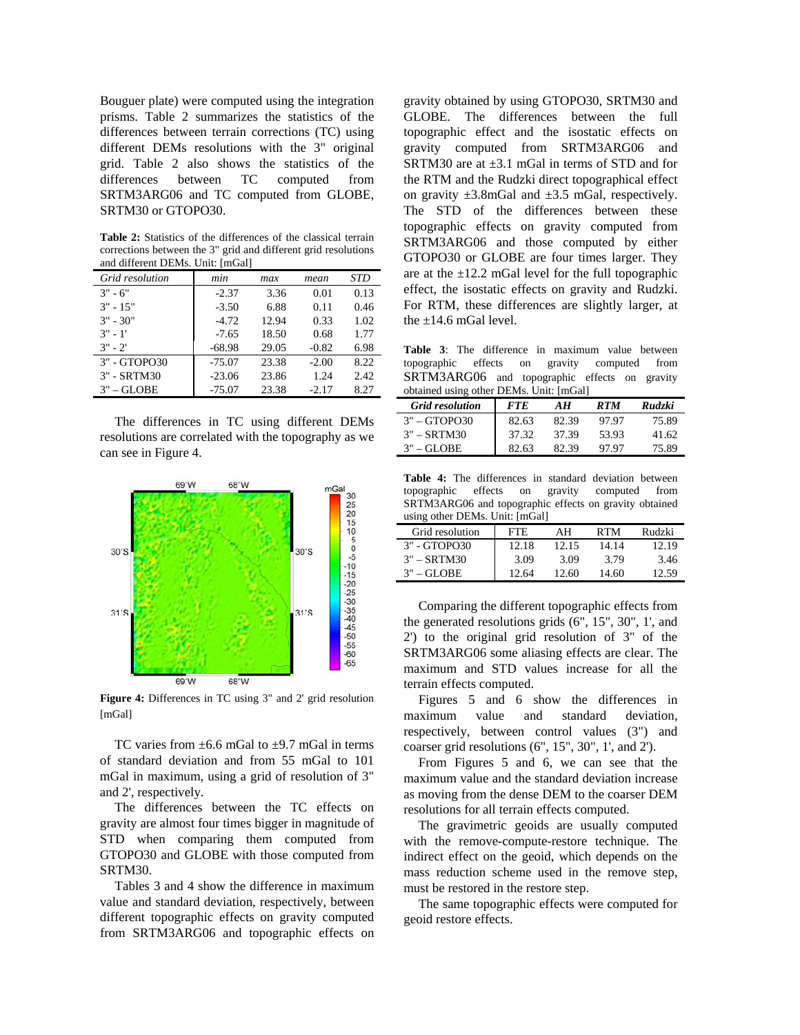Bouguer plate) were computed using the integration prisms. Table 2 summarizes the statistics of the differences between terrain corrections (TC) using different DEMs resolutions with the 3" original grid. Table 2 also shows the statistics of the differences between TC computed from SRTM3ARG06 and TC computed from GLOBE, SRTM30 or GTOPO30.

**Table 2:** Statistics of the differences of the classical terrain corrections between the 3" grid and different grid resolutions and different DEMs. Unit: [mGal]

| *Grid resolution* | *min* | *max* | *mean* | *STD* |
|---|---|---|---|---|
| 3" - 6" | -2.37 | 3.36 | 0.01 | 0.13 |
| 3" - 15" | -3.50 | 6.88 | 0.11 | 0.46 |
| 3" - 30" | -4.72 | 12.94 | 0.33 | 1.02 |
| 3" - 1' | -7.65 | 18.50 | 0.68 | 1.77 |
| 3" - 2' | -68.98 | 29.05 | -0.82 | 6.98 |
| 3" - GTOPO30 | -75.07 | 23.38 | -2.00 | 8.22 |
| 3" - SRTM30 | -23.06 | 23.86 | 1.24 | 2.42 |
| 3" – GLOBE | -75.07 | 23.38 | -2.17 | 8.27 |

The differences in TC using different DEMs resolutions are correlated with the topography as we can see in Figure 4.

**Figure 4:** Differences in TC using 3" and 2' grid resolution [mGal]

TC varies from ±6.6 mGal to ±9.7 mGal in terms of standard deviation and from 55 mGal to 101 mGal in maximum, using a grid of resolution of 3" and 2', respectively.

The differences between the TC effects on gravity are almost four times bigger in magnitude of STD when comparing them computed from GTOPO30 and GLOBE with those computed from SRTM30.

Tables 3 and 4 show the difference in maximum value and standard deviation, respectively, between different topographic effects on gravity computed from SRTM3ARG06 and topographic effects on gravity obtained by using GTOPO30, SRTM30 and GLOBE. The differences between the full topographic effect and the isostatic effects on gravity computed from SRTM3ARG06 and SRTM30 are at ±3.1 mGal in terms of STD and for the RTM and the Rudzki direct topographical effect on gravity ±3.8mGal and ±3.5 mGal, respectively. The STD of the differences between these topographic effects on gravity computed from SRTM3ARG06 and those computed by either GTOPO30 or GLOBE are four times larger. They are at the ±12.2 mGal level for the full topographic effect, the isostatic effects on gravity and Rudzki. For RTM, these differences are slightly larger, at the ±14.6 mGal level.

**Table 3**: The difference in maximum value between topographic effects on gravity computed from SRTM3ARG06 and topographic effects on gravity obtained using other DEMs. Unit: [mGal]

| *Grid resolution* | *FTE* | *AH* | *RTM* | *Rudzki* |
|---|---|---|---|---|
| 3" – GTOPO30 | 82.63 | 82.39 | 97.97 | 75.89 |
| 3" – SRTM30 | 37.32 | 37.39 | 53.93 | 41.62 |
| 3" – GLOBE | 82.63 | 82.39 | 97.97 | 75.89 |

**Table 4:** The differences in standard deviation between topographic effects on gravity computed from SRTM3ARG06 and topographic effects on gravity obtained using other DEMs. Unit: [mGal]

| Grid resolution | FTE | AH | RTM | Rudzki |
|---|---|---|---|---|
| 3" - GTOPO30 | 12.18 | 12.15 | 14.14 | 12.19 |
| 3" – SRTM30 | 3.09 | 3.09 | 3.79 | 3.46 |
| 3" – GLOBE | 12.64 | 12.60 | 14.60 | 12.59 |

Comparing the different topographic effects from the generated resolutions grids (6", 15", 30", 1', and 2') to the original grid resolution of 3" of the SRTM3ARG06 some aliasing effects are clear. The maximum and STD values increase for all the terrain effects computed.

Figures 5 and 6 show the differences in maximum value and standard deviation, respectively, between control values (3") and coarser grid resolutions (6", 15", 30", 1', and 2').

From Figures 5 and 6, we can see that the maximum value and the standard deviation increase as moving from the dense DEM to the coarser DEM resolutions for all terrain effects computed.

The gravimetric geoids are usually computed with the remove-compute-restore technique. The indirect effect on the geoid, which depends on the mass reduction scheme used in the remove step, must be restored in the restore step.

The same topographic effects were computed for geoid restore effects.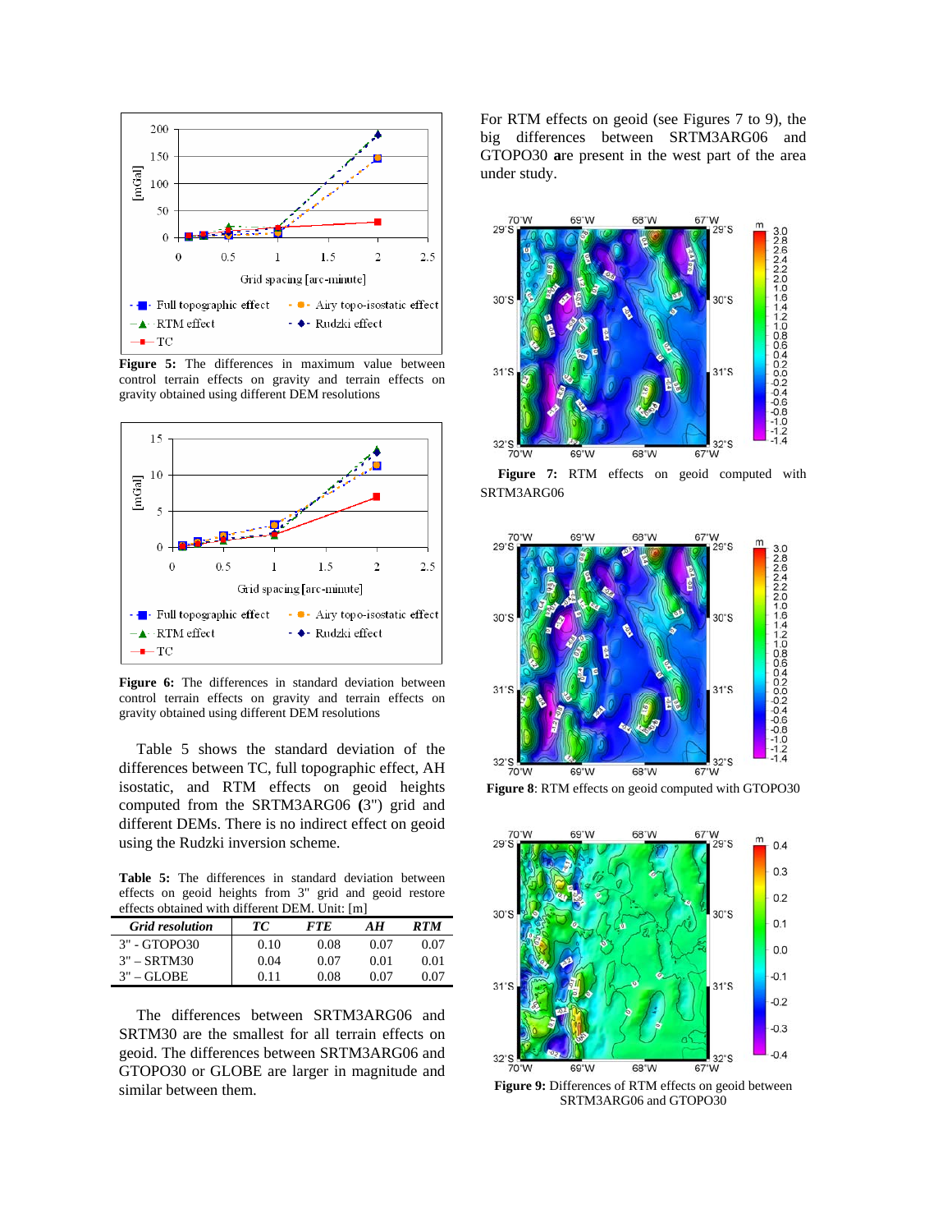**Figure 5:** The differences in maximum value between control terrain effects on gravity and terrain effects on gravity obtained using different DEM resolutions

**Figure 6:** The differences in standard deviation between control terrain effects on gravity and terrain effects on gravity obtained using different DEM resolutions

Table 5 shows the standard deviation of the differences between TC, full topographic effect, AH isostatic, and RTM effects on geoid heights computed from the SRTM3ARG06 **(**3") grid and different DEMs. There is no indirect effect on geoid using the Rudzki inversion scheme.

**Table 5:** The differences in standard deviation between effects on geoid heights from 3" grid and geoid restore effects obtained with different DEM. Unit: [m]

| *Grid resolution* | *TC* | *FTE* | *AH* | *RTM* |
|---|---|---|---|---|
| 3" - GTOPO30 | 0.10 | 0.08 | 0.07 | 0.07 |
| 3" – SRTM30 | 0.04 | 0.07 | 0.01 | 0.01 |
| 3" – GLOBE | 0.11 | 0.08 | 0.07 | 0.07 |

The differences between SRTM3ARG06 and SRTM30 are the smallest for all terrain effects on geoid. The differences between SRTM3ARG06 and GTOPO30 or GLOBE are larger in magnitude and similar between them.

For RTM effects on geoid (see Figures 7 to 9), the big differences between SRTM3ARG06 and GTOPO30 **a**re present in the west part of the area under study.

**Figure 7:** RTM effects on geoid computed with SRTM3ARG06

**Figure 8**: RTM effects on geoid computed with GTOPO30

**Figure 9:** Differences of RTM effects on geoid between SRTM3ARG06 and GTOPO30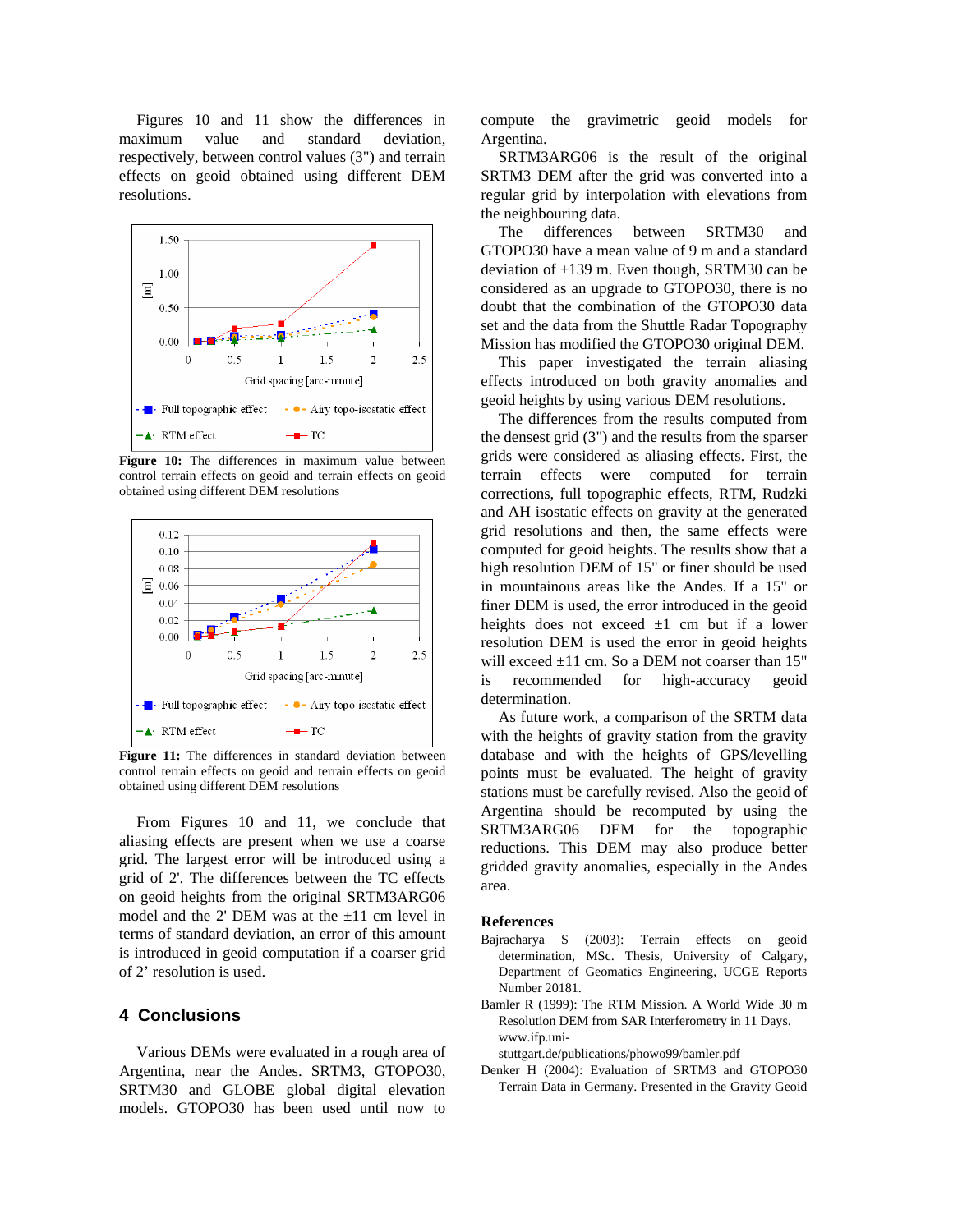Figures 10 and 11 show the differences in maximum value and standard deviation, respectively, between control values (3") and terrain effects on geoid obtained using different DEM resolutions.

**Figure 10:** The differences in maximum value between control terrain effects on geoid and terrain effects on geoid obtained using different DEM resolutions

**Figure 11:** The differences in standard deviation between control terrain effects on geoid and terrain effects on geoid obtained using different DEM resolutions

From Figures 10 and 11, we conclude that aliasing effects are present when we use a coarse grid. The largest error will be introduced using a grid of 2'. The differences between the TC effects on geoid heights from the original SRTM3ARG06 model and the 2' DEM was at the ±11 cm level in terms of standard deviation, an error of this amount is introduced in geoid computation if a coarser grid of 2' resolution is used.

## 4 Conclusions

Various DEMs were evaluated in a rough area of Argentina, near the Andes. SRTM3, GTOPO30, SRTM30 and GLOBE global digital elevation models. GTOPO30 has been used until now to compute the gravimetric geoid models for Argentina.

SRTM3ARG06 is the result of the original SRTM3 DEM after the grid was converted into a regular grid by interpolation with elevations from the neighbouring data.

The differences between SRTM30 and GTOPO30 have a mean value of 9 m and a standard deviation of ±139 m. Even though, SRTM30 can be considered as an upgrade to GTOPO30, there is no doubt that the combination of the GTOPO30 data set and the data from the Shuttle Radar Topography Mission has modified the GTOPO30 original DEM.

This paper investigated the terrain aliasing effects introduced on both gravity anomalies and geoid heights by using various DEM resolutions.

The differences from the results computed from the densest grid (3") and the results from the sparser grids were considered as aliasing effects. First, the terrain effects were computed for terrain corrections, full topographic effects, RTM, Rudzki and AH isostatic effects on gravity at the generated grid resolutions and then, the same effects were computed for geoid heights. The results show that a high resolution DEM of 15" or finer should be used in mountainous areas like the Andes. If a 15" or finer DEM is used, the error introduced in the geoid heights does not exceed ±1 cm but if a lower resolution DEM is used the error in geoid heights will exceed ±11 cm. So a DEM not coarser than 15" is recommended for high-accuracy geoid determination.

As future work, a comparison of the SRTM data with the heights of gravity station from the gravity database and with the heights of GPS/levelling points must be evaluated. The height of gravity stations must be carefully revised. Also the geoid of Argentina should be recomputed by using the SRTM3ARG06 DEM for the topographic reductions. This DEM may also produce better gridded gravity anomalies, especially in the Andes area.

## References

Bajracharya S (2003): Terrain effects on geoid determination, MSc. Thesis, University of Calgary, Department of Geomatics Engineering, UCGE Reports Number 20181.

Bamler R (1999): The RTM Mission. A World Wide 30 m Resolution DEM from SAR Interferometry in 11 Days. www.ifp.uni-stuttgart.de/publications/phowo99/bamler.pdf

Denker H (2004): Evaluation of SRTM3 and GTOPO30 Terrain Data in Germany. Presented in the Gravity Geoid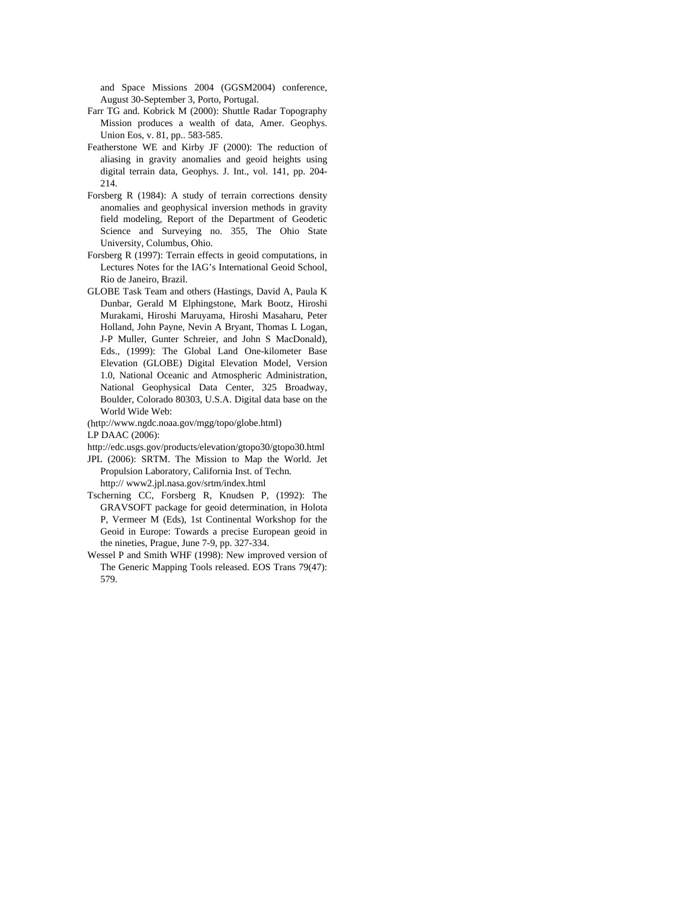and Space Missions 2004 (GGSM2004) conference, August 30-September 3, Porto, Portugal.

Farr TG and. Kobrick M (2000): Shuttle Radar Topography Mission produces a wealth of data, Amer. Geophys. Union Eos, v. 81, pp.. 583-585.

Featherstone WE and Kirby JF (2000): The reduction of aliasing in gravity anomalies and geoid heights using digital terrain data, Geophys. J. Int., vol. 141, pp. 204-214.

Forsberg R (1984): A study of terrain corrections density anomalies and geophysical inversion methods in gravity field modeling, Report of the Department of Geodetic Science and Surveying no. 355, The Ohio State University, Columbus, Ohio.

Forsberg R (1997): Terrain effects in geoid computations, in Lectures Notes for the IAG's International Geoid School, Rio de Janeiro, Brazil.

GLOBE Task Team and others (Hastings, David A, Paula K Dunbar, Gerald M Elphingstone, Mark Bootz, Hiroshi Murakami, Hiroshi Maruyama, Hiroshi Masaharu, Peter Holland, John Payne, Nevin A Bryant, Thomas L Logan, J-P Muller, Gunter Schreier, and John S MacDonald), Eds., (1999): The Global Land One-kilometer Base Elevation (GLOBE) Digital Elevation Model, Version 1.0, National Oceanic and Atmospheric Administration, National Geophysical Data Center, 325 Broadway, Boulder, Colorado 80303, U.S.A. Digital data base on the World Wide Web:

(http://www.ngdc.noaa.gov/mgg/topo/globe.html)

LP DAAC (2006):

http://edc.usgs.gov/products/elevation/gtopo30/gtopo30.html

JPL (2006): SRTM. The Mission to Map the World. Jet Propulsion Laboratory, California Inst. of Techn. http:// www2.jpl.nasa.gov/srtm/index.html

Tscherning CC, Forsberg R, Knudsen P, (1992): The GRAVSOFT package for geoid determination, in Holota P, Vermeer M (Eds), 1st Continental Workshop for the Geoid in Europe: Towards a precise European geoid in the nineties, Prague, June 7-9, pp. 327-334.

Wessel P and Smith WHF (1998): New improved version of The Generic Mapping Tools released. EOS Trans 79(47): 579.